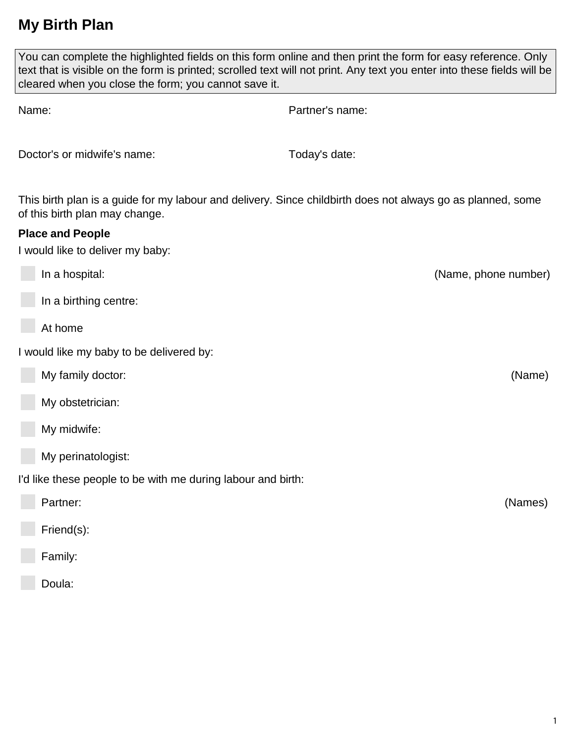# My Birth Plan

You can complete the highlighted fields on this form online and then print the form for easy reference. Only text that is visible on the form is printed; scrolled text will not print. Any text you enter into these fields will be cleared when you close the form; you cannot save it.

Name:

Partner's name:

Doctor's or midwife's name:

Today's date:

This birth plan is a guide for my labour and delivery. Since childbirth does not always go as planned, some of this birth plan may change.

**Place and People**

I would like to deliver my baby:

- ☐ In a hospital: (Name, phone number)
- ☐ In a birthing centre:
- ☐ At home

I would like my baby to be delivered by:

- ☐ My family doctor: (Name)
- ☐ My obstetrician:
- ☐ My midwife:
- ☐ My perinatologist:

I'd like these people to be with me during labour and birth:

- ☐ Partner: (Names)
- ☐ Friend(s):
- ☐ Family:
- ☐ Doula: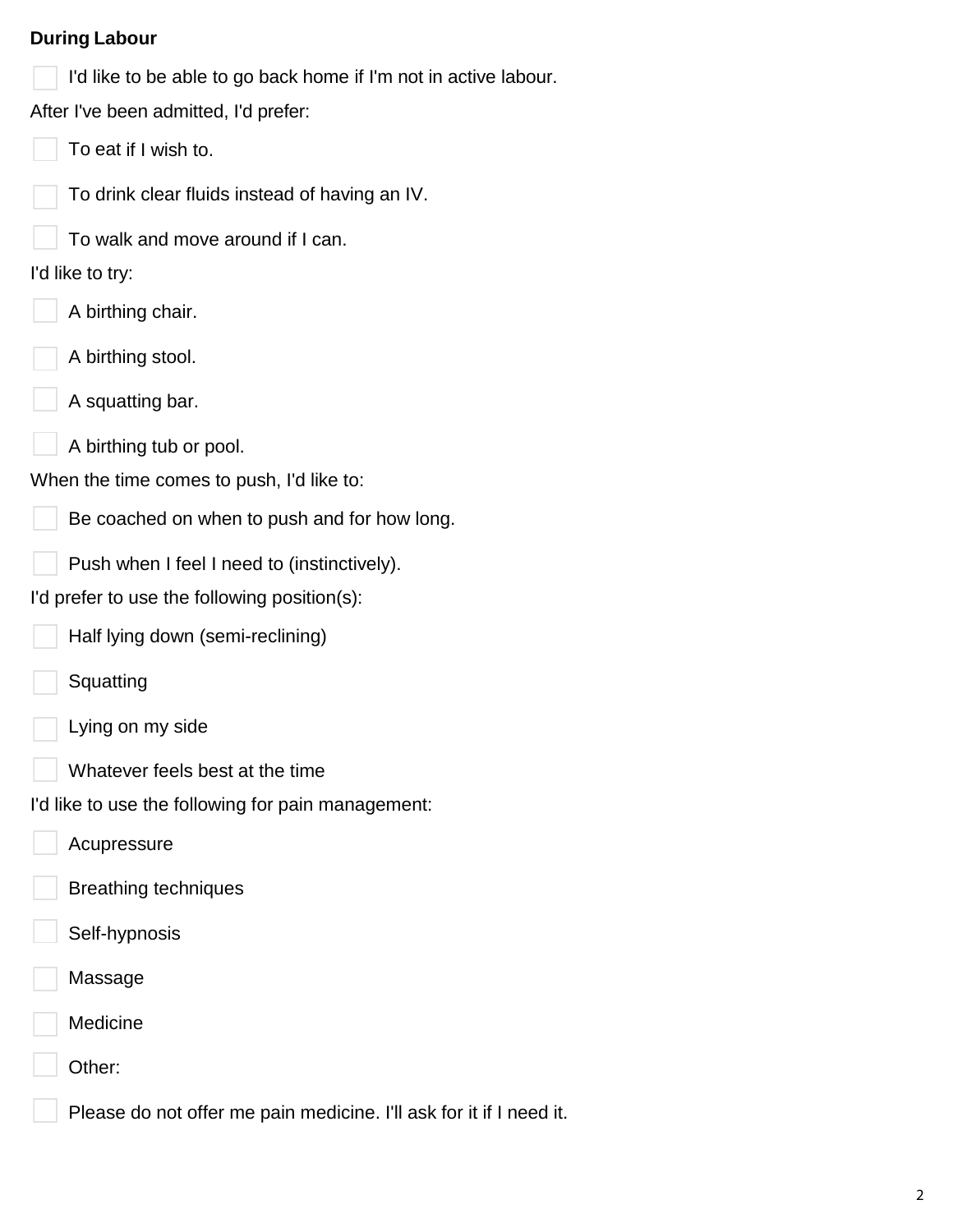**During Labour**

- [ ] I'd like to be able to go back home if I'm not in active labour.

After I've been admitted, I'd prefer:

- [ ] To eat if I wish to.
- [ ] To drink clear fluids instead of having an IV.
- [ ] To walk and move around if I can.

I'd like to try:

- [ ] A birthing chair.
- [ ] A birthing stool.
- [ ] A squatting bar.
- [ ] A birthing tub or pool.

When the time comes to push, I'd like to:

- [ ] Be coached on when to push and for how long.
- [ ] Push when I feel I need to (instinctively).

I'd prefer to use the following position(s):

- [ ] Half lying down (semi-reclining)
- [ ] Squatting
- [ ] Lying on my side
- [ ] Whatever feels best at the time

I'd like to use the following for pain management:

- [ ] Acupressure
- [ ] Breathing techniques
- [ ] Self-hypnosis
- [ ] Massage
- [ ] Medicine
- [ ] Other:
- [ ] Please do not offer me pain medicine. I'll ask for it if I need it.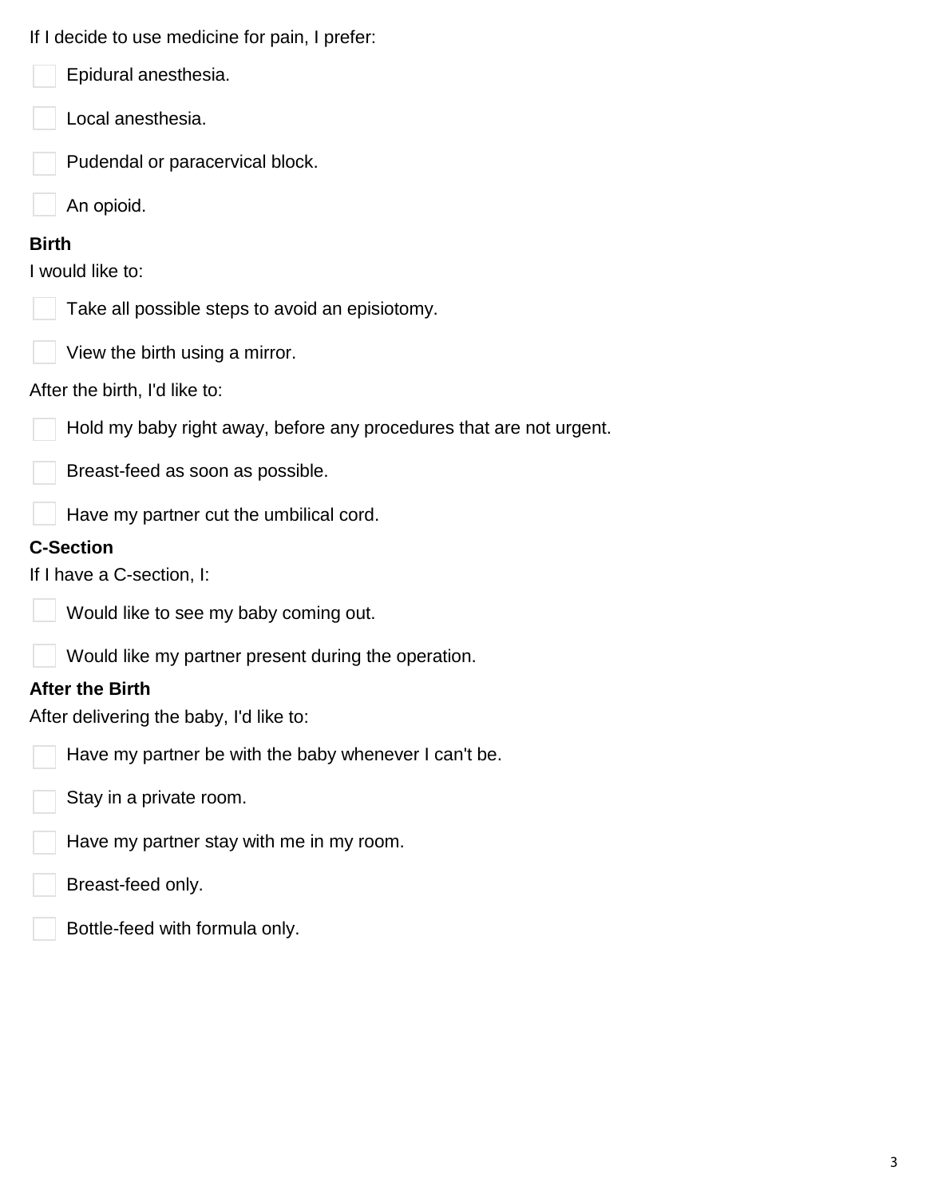If I decide to use medicine for pain, I prefer:

- [ ] Epidural anesthesia.
- [ ] Local anesthesia.
- [ ] Pudendal or paracervical block.
- [ ] An opioid.

**Birth**

I would like to:

- [ ] Take all possible steps to avoid an episiotomy.
- [ ] View the birth using a mirror.

After the birth, I'd like to:

- [ ] Hold my baby right away, before any procedures that are not urgent.
- [ ] Breast-feed as soon as possible.
- [ ] Have my partner cut the umbilical cord.

**C-Section**

If I have a C-section, I:

- [ ] Would like to see my baby coming out.
- [ ] Would like my partner present during the operation.

**After the Birth**

After delivering the baby, I'd like to:

- [ ] Have my partner be with the baby whenever I can't be.
- [ ] Stay in a private room.
- [ ] Have my partner stay with me in my room.
- [ ] Breast-feed only.
- [ ] Bottle-feed with formula only.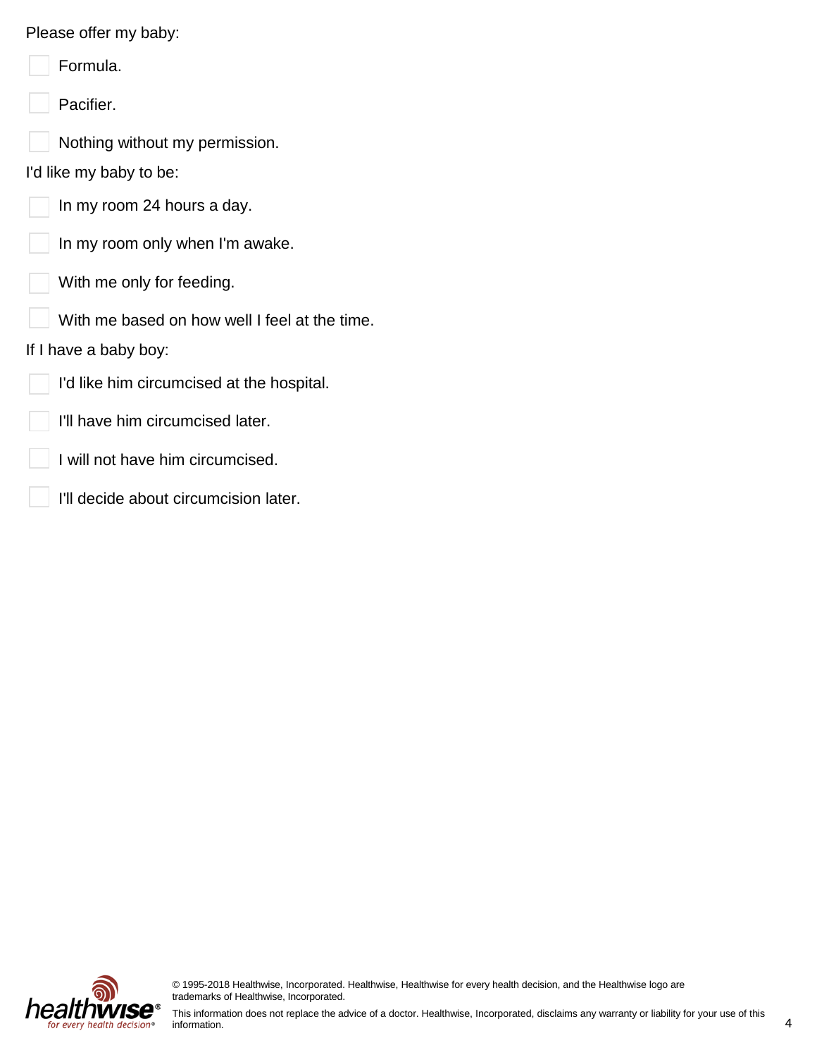Please offer my baby:

- [ ] Formula.
- [ ] Pacifier.
- [ ] Nothing without my permission.

I'd like my baby to be:

- [ ] In my room 24 hours a day.
- [ ] In my room only when I'm awake.
- [ ] With me only for feeding.
- [ ] With me based on how well I feel at the time.

If I have a baby boy:

- [ ] I'd like him circumcised at the hospital.
- [ ] I'll have him circumcised later.
- [ ] I will not have him circumcised.
- [ ] I'll decide about circumcision later.

© 1995-2018 Healthwise, Incorporated. Healthwise, Healthwise for every health decision, and the Healthwise logo are trademarks of Healthwise, Incorporated.

This information does not replace the advice of a doctor. Healthwise, Incorporated, disclaims any warranty or liability for your use of this information.